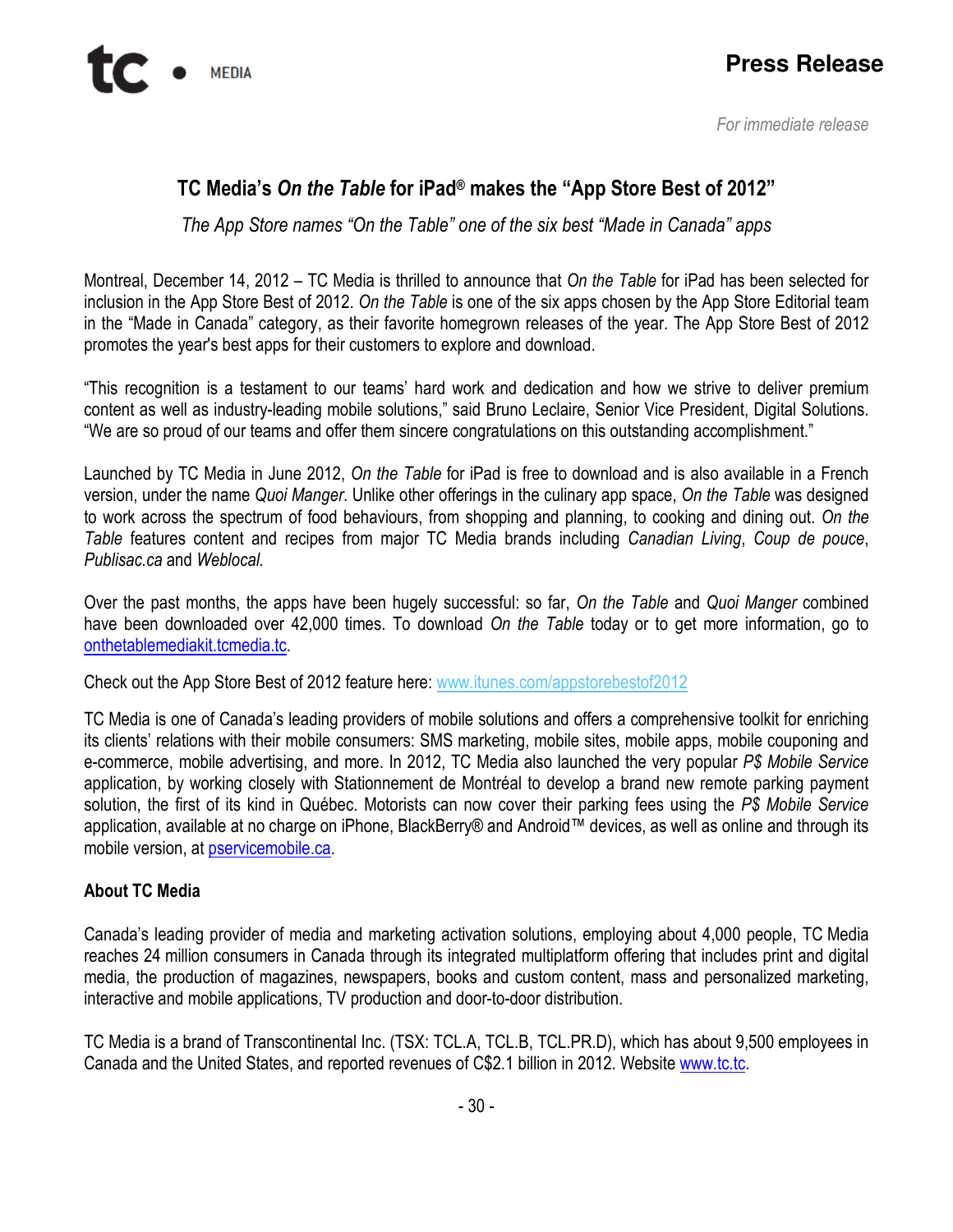**Press Release**

*For immediate release*

# TC Media's *On the Table* for iPad® makes the "App Store Best of 2012"

*The App Store names "On the Table" one of the six best "Made in Canada" apps*

Montreal, December 14, 2012 – TC Media is thrilled to announce that *On the Table* for iPad has been selected for inclusion in the App Store Best of 2012. *On the Table* is one of the six apps chosen by the App Store Editorial team in the "Made in Canada" category, as their favorite homegrown releases of the year. The App Store Best of 2012 promotes the year's best apps for their customers to explore and download.

"This recognition is a testament to our teams' hard work and dedication and how we strive to deliver premium content as well as industry-leading mobile solutions," said Bruno Leclaire, Senior Vice President, Digital Solutions. "We are so proud of our teams and offer them sincere congratulations on this outstanding accomplishment."

Launched by TC Media in June 2012, *On the Table* for iPad is free to download and is also available in a French version, under the name *Quoi Manger*. Unlike other offerings in the culinary app space, *On the Table* was designed to work across the spectrum of food behaviours, from shopping and planning, to cooking and dining out. *On the Table* features content and recipes from major TC Media brands including *Canadian Living*, *Coup de pouce*, *Publisac.ca* and *Weblocal.*

Over the past months, the apps have been hugely successful: so far, *On the Table* and *Quoi Manger* combined have been downloaded over 42,000 times. To download *On the Table* today or to get more information, go to onthetablemediakit.tcmedia.tc.

Check out the App Store Best of 2012 feature here: www.itunes.com/appstorebestof2012

TC Media is one of Canada's leading providers of mobile solutions and offers a comprehensive toolkit for enriching its clients' relations with their mobile consumers: SMS marketing, mobile sites, mobile apps, mobile couponing and e-commerce, mobile advertising, and more. In 2012, TC Media also launched the very popular *P$ Mobile Service* application, by working closely with Stationnement de Montréal to develop a brand new remote parking payment solution, the first of its kind in Québec. Motorists can now cover their parking fees using the *P$ Mobile Service* application, available at no charge on iPhone, BlackBerry® and Android™ devices, as well as online and through its mobile version, at pservicemobile.ca.

**About TC Media**

Canada's leading provider of media and marketing activation solutions, employing about 4,000 people, TC Media reaches 24 million consumers in Canada through its integrated multiplatform offering that includes print and digital media, the production of magazines, newspapers, books and custom content, mass and personalized marketing, interactive and mobile applications, TV production and door-to-door distribution.

TC Media is a brand of Transcontinental Inc. (TSX: TCL.A, TCL.B, TCL.PR.D), which has about 9,500 employees in Canada and the United States, and reported revenues of C$2.1 billion in 2012. Website www.tc.tc.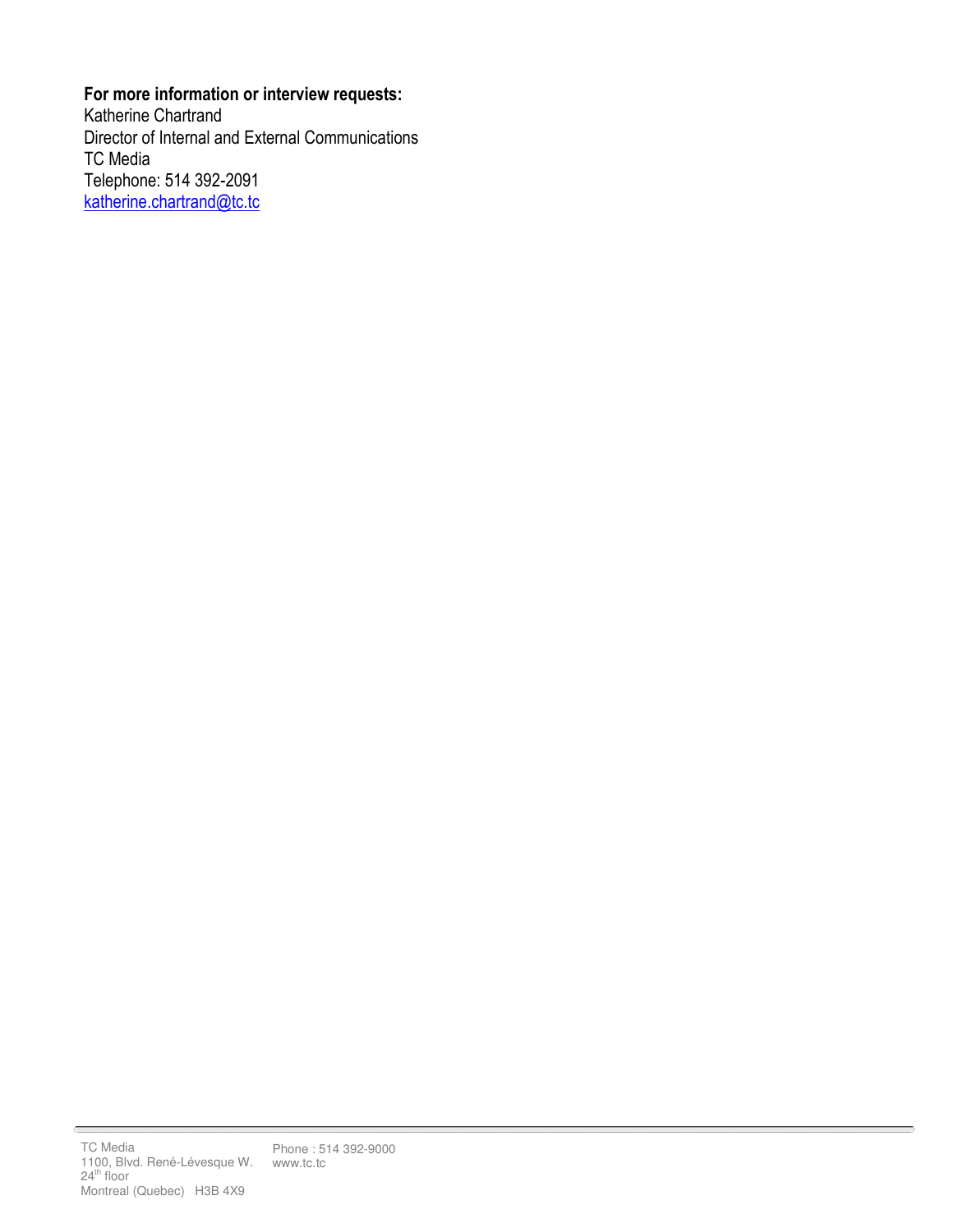**For more information or interview requests:**
Katherine Chartrand
Director of Internal and External Communications
TC Media
Telephone: 514 392-2091
katherine.chartrand@tc.tc